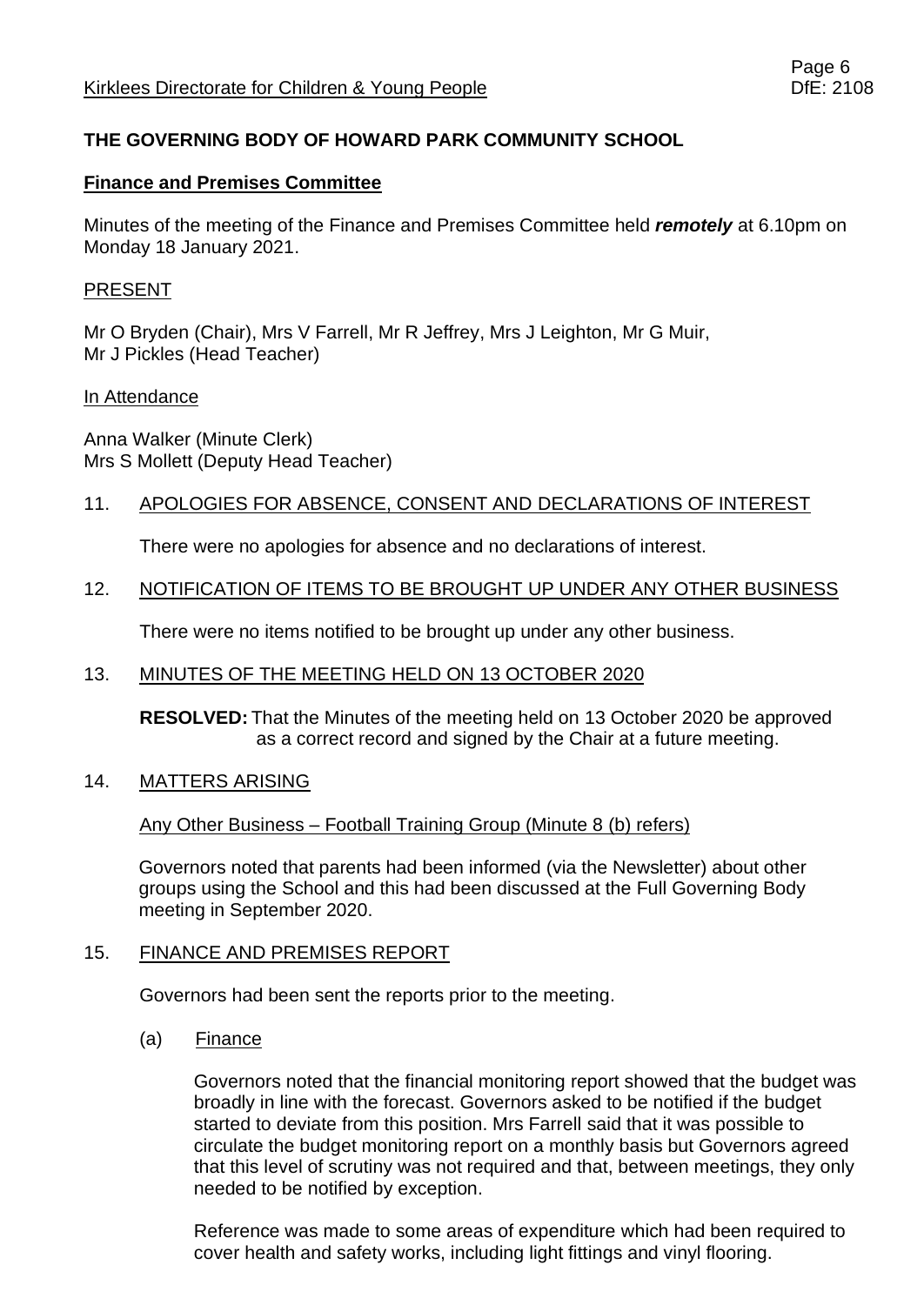# THE GOVERNING BODY OF HOWARD PARK COMMUNITY SCHOOL

## Finance and Premises Committee

Minutes of the meeting of the Finance and Premises Committee held ***remotely*** at 6.10pm on Monday 18 January 2021.

### PRESENT

Mr O Bryden (Chair), Mrs V Farrell, Mr R Jeffrey, Mrs J Leighton, Mr G Muir, Mr J Pickles (Head Teacher)

### In Attendance

Anna Walker (Minute Clerk)
Mrs S Mollett (Deputy Head Teacher)

### 11. APOLOGIES FOR ABSENCE, CONSENT AND DECLARATIONS OF INTEREST

There were no apologies for absence and no declarations of interest.

### 12. NOTIFICATION OF ITEMS TO BE BROUGHT UP UNDER ANY OTHER BUSINESS

There were no items notified to be brought up under any other business.

### 13. MINUTES OF THE MEETING HELD ON 13 OCTOBER 2020

**RESOLVED:** That the Minutes of the meeting held on 13 October 2020 be approved as a correct record and signed by the Chair at a future meeting.

### 14. MATTERS ARISING

Any Other Business – Football Training Group (Minute 8 (b) refers)

Governors noted that parents had been informed (via the Newsletter) about other groups using the School and this had been discussed at the Full Governing Body meeting in September 2020.

### 15. FINANCE AND PREMISES REPORT

Governors had been sent the reports prior to the meeting.

(a) Finance

Governors noted that the financial monitoring report showed that the budget was broadly in line with the forecast. Governors asked to be notified if the budget started to deviate from this position. Mrs Farrell said that it was possible to circulate the budget monitoring report on a monthly basis but Governors agreed that this level of scrutiny was not required and that, between meetings, they only needed to be notified by exception.

Reference was made to some areas of expenditure which had been required to cover health and safety works, including light fittings and vinyl flooring.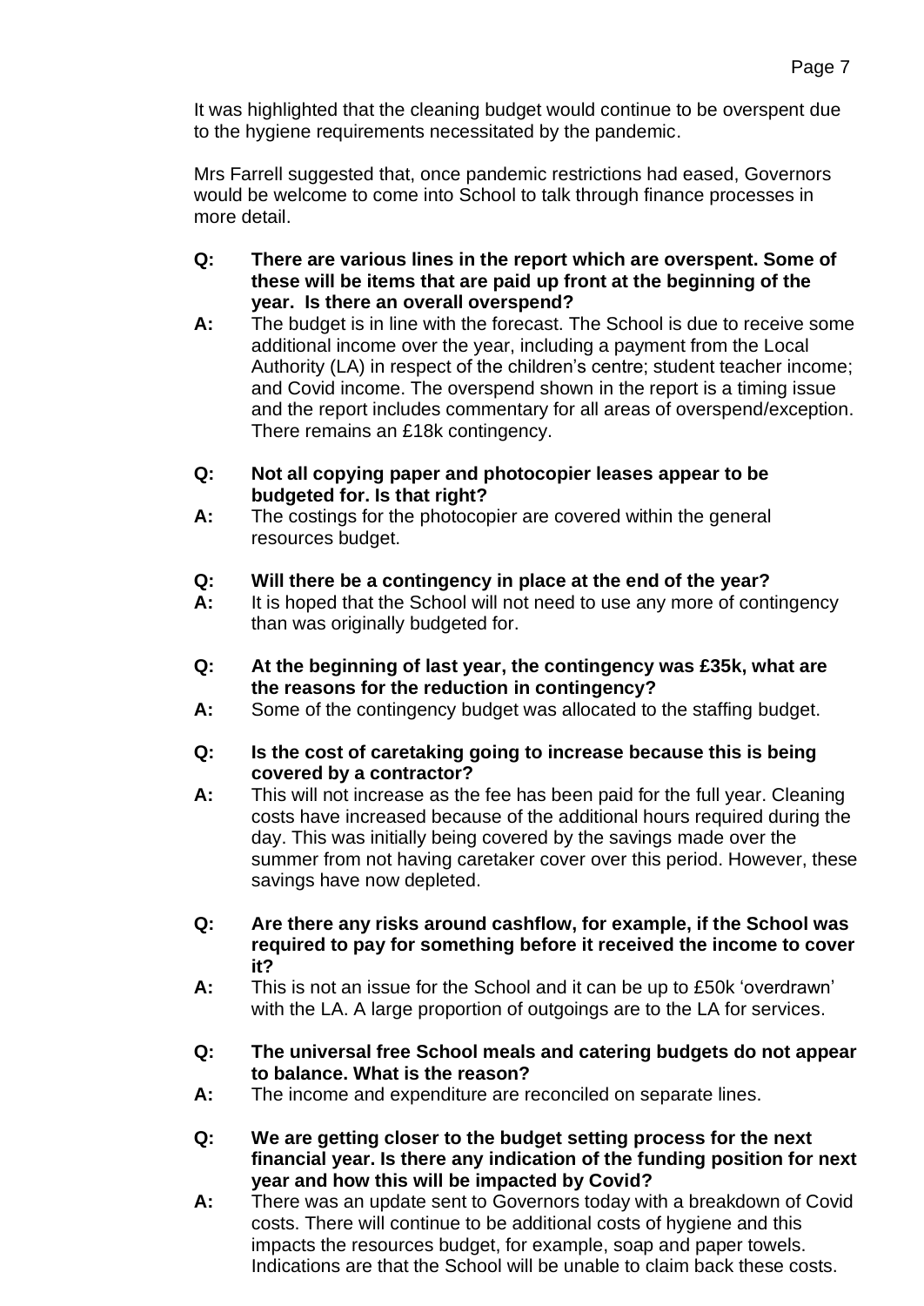It was highlighted that the cleaning budget would continue to be overspent due to the hygiene requirements necessitated by the pandemic.

Mrs Farrell suggested that, once pandemic restrictions had eased, Governors would be welcome to come into School to talk through finance processes in more detail.

**Q: There are various lines in the report which are overspent. Some of these will be items that are paid up front at the beginning of the year. Is there an overall overspend?**

**A:** The budget is in line with the forecast. The School is due to receive some additional income over the year, including a payment from the Local Authority (LA) in respect of the children's centre; student teacher income; and Covid income. The overspend shown in the report is a timing issue and the report includes commentary for all areas of overspend/exception. There remains an £18k contingency.

**Q: Not all copying paper and photocopier leases appear to be budgeted for. Is that right?**

**A:** The costings for the photocopier are covered within the general resources budget.

**Q: Will there be a contingency in place at the end of the year?**

**A:** It is hoped that the School will not need to use any more of contingency than was originally budgeted for.

**Q: At the beginning of last year, the contingency was £35k, what are the reasons for the reduction in contingency?**

**A:** Some of the contingency budget was allocated to the staffing budget.

**Q: Is the cost of caretaking going to increase because this is being covered by a contractor?**

**A:** This will not increase as the fee has been paid for the full year. Cleaning costs have increased because of the additional hours required during the day. This was initially being covered by the savings made over the summer from not having caretaker cover over this period. However, these savings have now depleted.

**Q: Are there any risks around cashflow, for example, if the School was required to pay for something before it received the income to cover it?**

**A:** This is not an issue for the School and it can be up to £50k 'overdrawn' with the LA. A large proportion of outgoings are to the LA for services.

**Q: The universal free School meals and catering budgets do not appear to balance. What is the reason?**

**A:** The income and expenditure are reconciled on separate lines.

**Q: We are getting closer to the budget setting process for the next financial year. Is there any indication of the funding position for next year and how this will be impacted by Covid?**

**A:** There was an update sent to Governors today with a breakdown of Covid costs. There will continue to be additional costs of hygiene and this impacts the resources budget, for example, soap and paper towels. Indications are that the School will be unable to claim back these costs.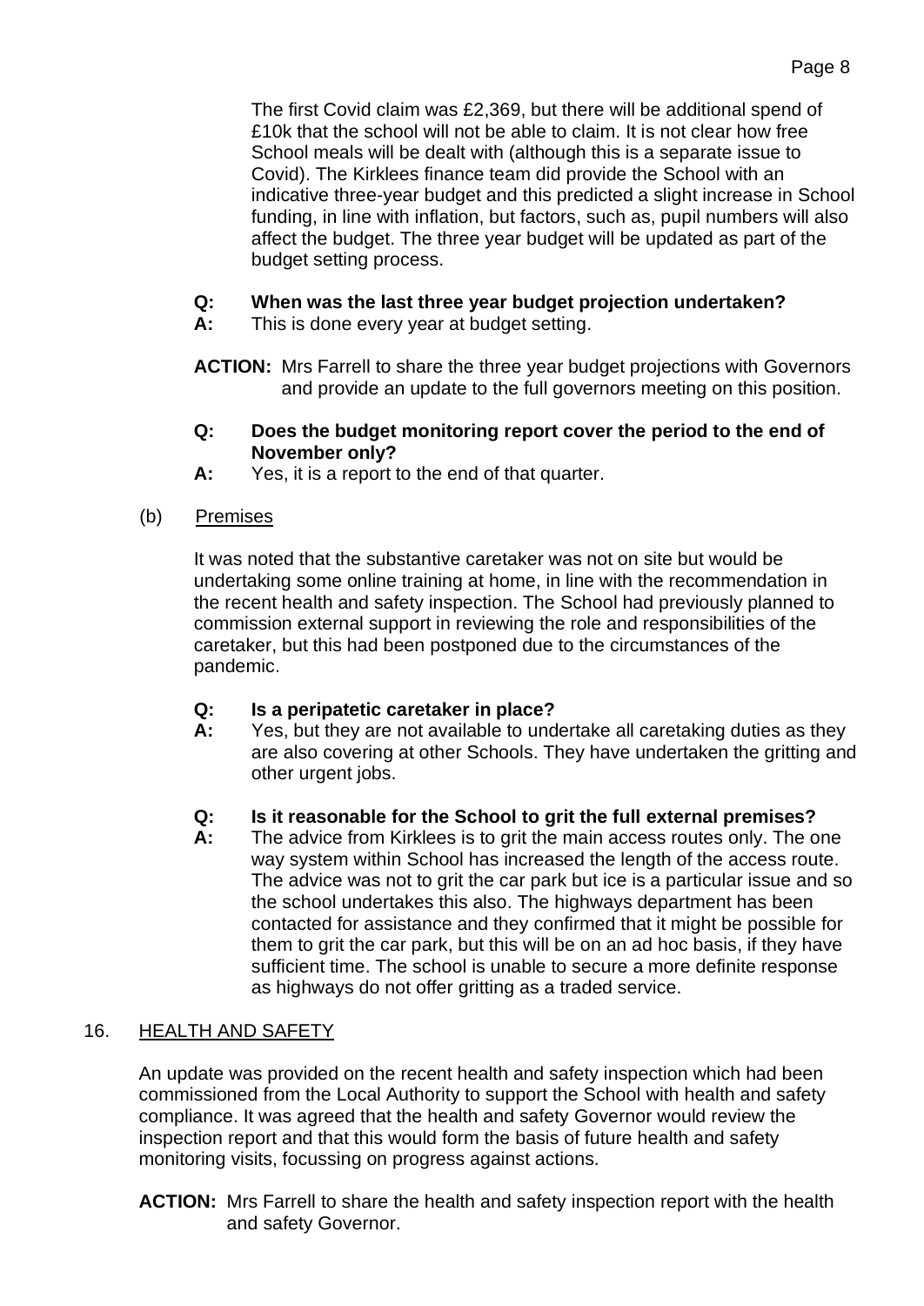The first Covid claim was £2,369, but there will be additional spend of £10k that the school will not be able to claim. It is not clear how free School meals will be dealt with (although this is a separate issue to Covid). The Kirklees finance team did provide the School with an indicative three-year budget and this predicted a slight increase in School funding, in line with inflation, but factors, such as, pupil numbers will also affect the budget. The three year budget will be updated as part of the budget setting process.

**Q: When was the last three year budget projection undertaken?**
**A:** This is done every year at budget setting.

**ACTION:** Mrs Farrell to share the three year budget projections with Governors and provide an update to the full governors meeting on this position.

**Q: Does the budget monitoring report cover the period to the end of November only?**
**A:** Yes, it is a report to the end of that quarter.

(b) Premises

It was noted that the substantive caretaker was not on site but would be undertaking some online training at home, in line with the recommendation in the recent health and safety inspection. The School had previously planned to commission external support in reviewing the role and responsibilities of the caretaker, but this had been postponed due to the circumstances of the pandemic.

**Q: Is a peripatetic caretaker in place?**
**A:** Yes, but they are not available to undertake all caretaking duties as they are also covering at other Schools. They have undertaken the gritting and other urgent jobs.

**Q: Is it reasonable for the School to grit the full external premises?**
**A:** The advice from Kirklees is to grit the main access routes only. The one way system within School has increased the length of the access route. The advice was not to grit the car park but ice is a particular issue and so the school undertakes this also. The highways department has been contacted for assistance and they confirmed that it might be possible for them to grit the car park, but this will be on an ad hoc basis, if they have sufficient time. The school is unable to secure a more definite response as highways do not offer gritting as a traded service.

## 16. HEALTH AND SAFETY

An update was provided on the recent health and safety inspection which had been commissioned from the Local Authority to support the School with health and safety compliance. It was agreed that the health and safety Governor would review the inspection report and that this would form the basis of future health and safety monitoring visits, focussing on progress against actions.

**ACTION:** Mrs Farrell to share the health and safety inspection report with the health and safety Governor.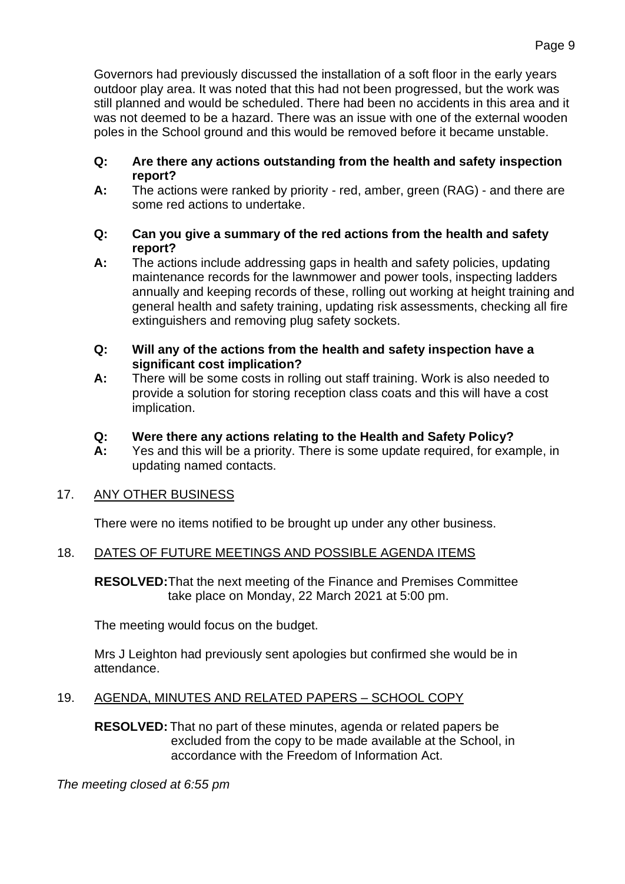Governors had previously discussed the installation of a soft floor in the early years outdoor play area. It was noted that this had not been progressed, but the work was still planned and would be scheduled. There had been no accidents in this area and it was not deemed to be a hazard. There was an issue with one of the external wooden poles in the School ground and this would be removed before it became unstable.

**Q: Are there any actions outstanding from the health and safety inspection report?**

**A:** The actions were ranked by priority - red, amber, green (RAG) - and there are some red actions to undertake.

**Q: Can you give a summary of the red actions from the health and safety report?**

**A:** The actions include addressing gaps in health and safety policies, updating maintenance records for the lawnmower and power tools, inspecting ladders annually and keeping records of these, rolling out working at height training and general health and safety training, updating risk assessments, checking all fire extinguishers and removing plug safety sockets.

**Q: Will any of the actions from the health and safety inspection have a significant cost implication?**

**A:** There will be some costs in rolling out staff training. Work is also needed to provide a solution for storing reception class coats and this will have a cost implication.

**Q: Were there any actions relating to the Health and Safety Policy?**

**A:** Yes and this will be a priority. There is some update required, for example, in updating named contacts.

17. ANY OTHER BUSINESS

There were no items notified to be brought up under any other business.

18. DATES OF FUTURE MEETINGS AND POSSIBLE AGENDA ITEMS

**RESOLVED:** That the next meeting of the Finance and Premises Committee take place on Monday, 22 March 2021 at 5:00 pm.

The meeting would focus on the budget.

Mrs J Leighton had previously sent apologies but confirmed she would be in attendance.

19. AGENDA, MINUTES AND RELATED PAPERS – SCHOOL COPY

**RESOLVED:** That no part of these minutes, agenda or related papers be excluded from the copy to be made available at the School, in accordance with the Freedom of Information Act.

*The meeting closed at 6:55 pm*